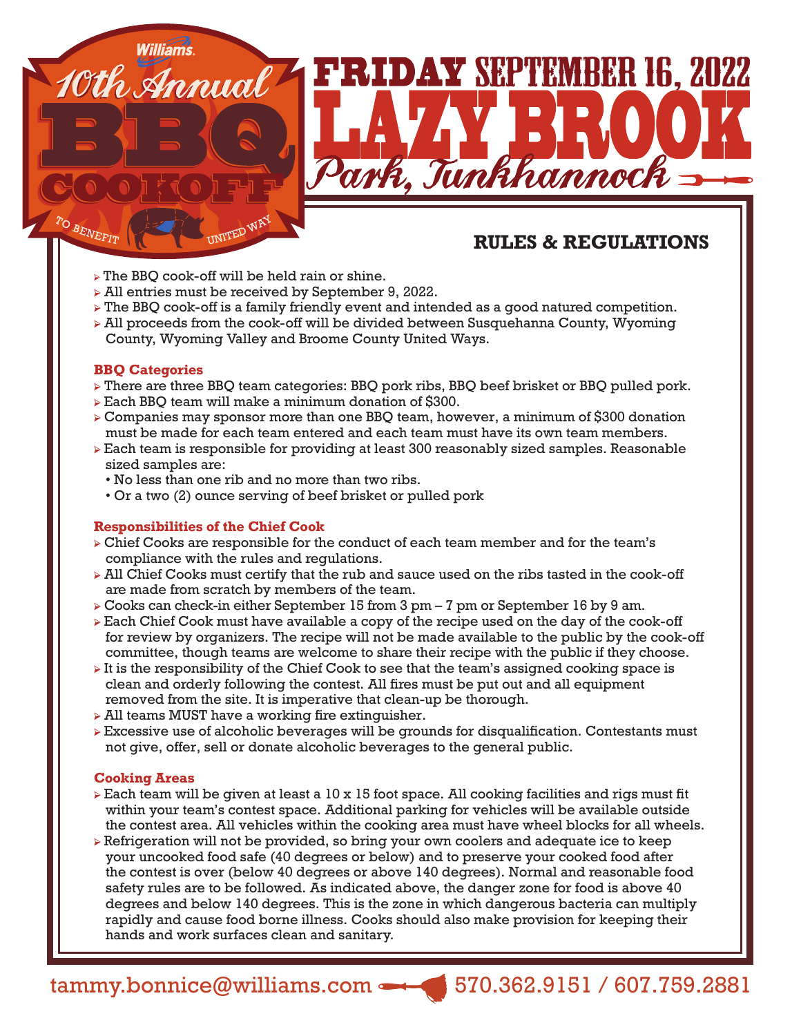Williams

# 10th Annual BBQ Cookoff

TO BENEFIT UNITED WAY

# FRIDAY SEPTEMBER 16, 2022

# LAZY BROOK

## Park, Tunkhannock

## RULES & REGULATIONS

- The BBQ cook-off will be held rain or shine.
- All entries must be received by September 9, 2022.
- The BBQ cook-off is a family friendly event and intended as a good natured competition.
- All proceeds from the cook-off will be divided between Susquehanna County, Wyoming County, Wyoming Valley and Broome County United Ways.

### BBQ Categories

- There are three BBQ team categories: BBQ pork ribs, BBQ beef brisket or BBQ pulled pork.
- Each BBQ team will make a minimum donation of $300.
- Companies may sponsor more than one BBQ team, however, a minimum of $300 donation must be made for each team entered and each team must have its own team members.
- Each team is responsible for providing at least 300 reasonably sized samples. Reasonable sized samples are:
  - No less than one rib and no more than two ribs.
  - Or a two (2) ounce serving of beef brisket or pulled pork

### Responsibilities of the Chief Cook

- Chief Cooks are responsible for the conduct of each team member and for the team's compliance with the rules and regulations.
- All Chief Cooks must certify that the rub and sauce used on the ribs tasted in the cook-off are made from scratch by members of the team.
- Cooks can check-in either September 15 from 3 pm – 7 pm or September 16 by 9 am.
- Each Chief Cook must have available a copy of the recipe used on the day of the cook-off for review by organizers. The recipe will not be made available to the public by the cook-off committee, though teams are welcome to share their recipe with the public if they choose.
- It is the responsibility of the Chief Cook to see that the team's assigned cooking space is clean and orderly following the contest. All fires must be put out and all equipment removed from the site. It is imperative that clean-up be thorough.
- All teams MUST have a working fire extinguisher.
- Excessive use of alcoholic beverages will be grounds for disqualification. Contestants must not give, offer, sell or donate alcoholic beverages to the general public.

### Cooking Areas

- Each team will be given at least a 10 x 15 foot space. All cooking facilities and rigs must fit within your team's contest space. Additional parking for vehicles will be available outside the contest area. All vehicles within the cooking area must have wheel blocks for all wheels.
- Refrigeration will not be provided, so bring your own coolers and adequate ice to keep your uncooked food safe (40 degrees or below) and to preserve your cooked food after the contest is over (below 40 degrees or above 140 degrees). Normal and reasonable food safety rules are to be followed. As indicated above, the danger zone for food is above 40 degrees and below 140 degrees. This is the zone in which dangerous bacteria can multiply rapidly and cause food borne illness. Cooks should also make provision for keeping their hands and work surfaces clean and sanitary.

tammy.bonnice@williams.com 570.362.9151 / 607.759.2881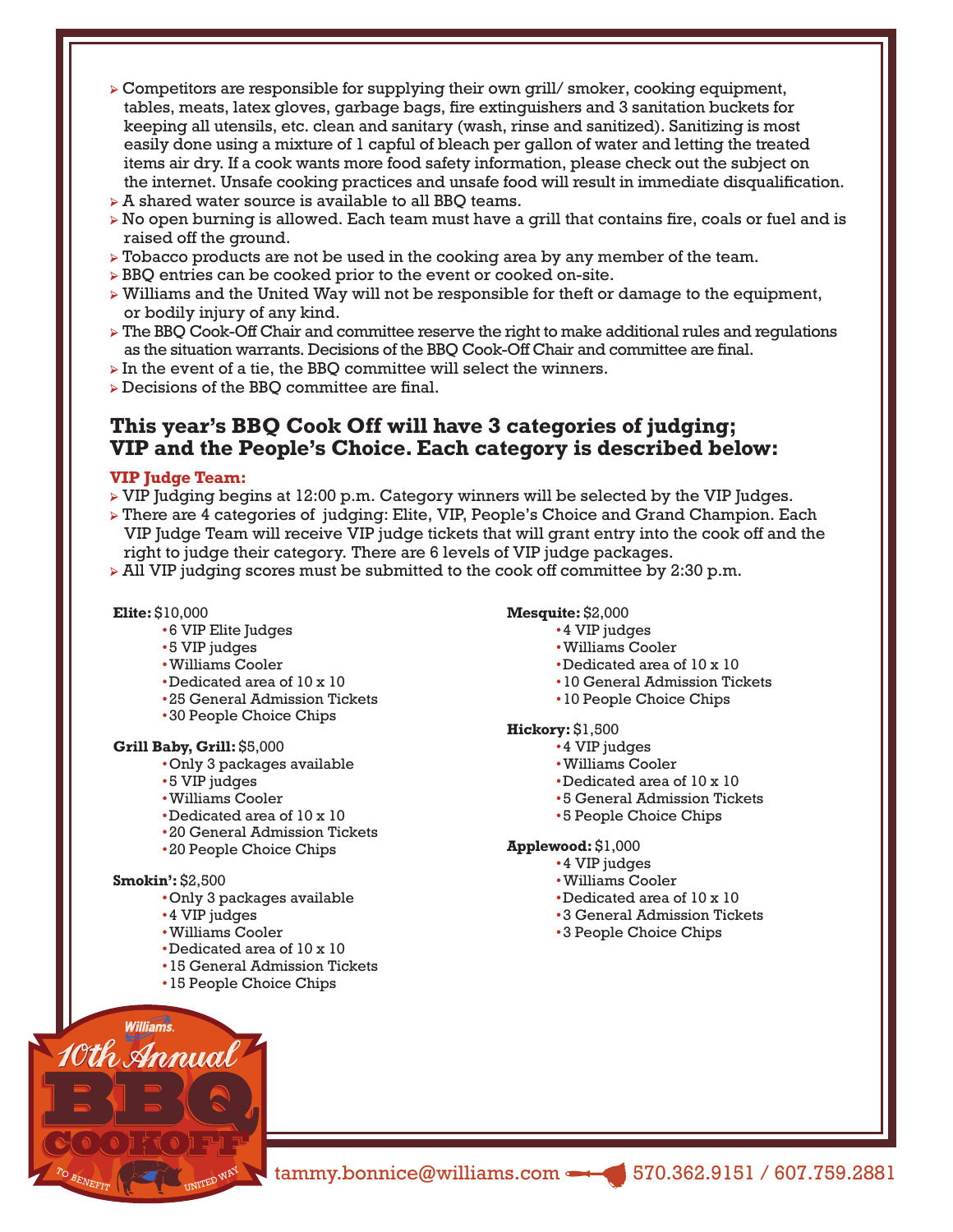- Competitors are responsible for supplying their own grill/ smoker, cooking equipment, tables, meats, latex gloves, garbage bags, fire extinguishers and 3 sanitation buckets for keeping all utensils, etc. clean and sanitary (wash, rinse and sanitized). Sanitizing is most easily done using a mixture of 1 capful of bleach per gallon of water and letting the treated items air dry. If a cook wants more food safety information, please check out the subject on the internet. Unsafe cooking practices and unsafe food will result in immediate disqualification.
- A shared water source is available to all BBQ teams.
- No open burning is allowed. Each team must have a grill that contains fire, coals or fuel and is raised off the ground.
- Tobacco products are not be used in the cooking area by any member of the team.
- BBQ entries can be cooked prior to the event or cooked on-site.
- Williams and the United Way will not be responsible for theft or damage to the equipment, or bodily injury of any kind.
- The BBQ Cook-Off Chair and committee reserve the right to make additional rules and regulations as the situation warrants. Decisions of the BBQ Cook-Off Chair and committee are final.
- In the event of a tie, the BBQ committee will select the winners.
- Decisions of the BBQ committee are final.

## This year's BBQ Cook Off will have 3 categories of judging; VIP and the People's Choice. Each category is described below:

### VIP Judge Team:

- VIP Judging begins at 12:00 p.m. Category winners will be selected by the VIP Judges.
- There are 4 categories of judging: Elite, VIP, People's Choice and Grand Champion. Each VIP Judge Team will receive VIP judge tickets that will grant entry into the cook off and the right to judge their category. There are 6 levels of VIP judge packages.
- All VIP judging scores must be submitted to the cook off committee by 2:30 p.m.

**Elite:** $10,000
- 6 VIP Elite Judges
- 5 VIP judges
- Williams Cooler
- Dedicated area of 10 x 10
- 25 General Admission Tickets
- 30 People Choice Chips

**Grill Baby, Grill:** $5,000
- Only 3 packages available
- 5 VIP judges
- Williams Cooler
- Dedicated area of 10 x 10
- 20 General Admission Tickets
- 20 People Choice Chips

**Smokin':** $2,500
- Only 3 packages available
- 4 VIP judges
- Williams Cooler
- Dedicated area of 10 x 10
- 15 General Admission Tickets
- 15 People Choice Chips

**Mesquite:** $2,000
- 4 VIP judges
- Williams Cooler
- Dedicated area of 10 x 10
- 10 General Admission Tickets
- 10 People Choice Chips

**Hickory:** $1,500
- 4 VIP judges
- Williams Cooler
- Dedicated area of 10 x 10
- 5 General Admission Tickets
- 5 People Choice Chips

**Applewood:** $1,000
- 4 VIP judges
- Williams Cooler
- Dedicated area of 10 x 10
- 3 General Admission Tickets
- 3 People Choice Chips

Williams 10th Annual BBQ Cookoff — To Benefit United Way

tammy.bonnice@williams.com 570.362.9151 / 607.759.2881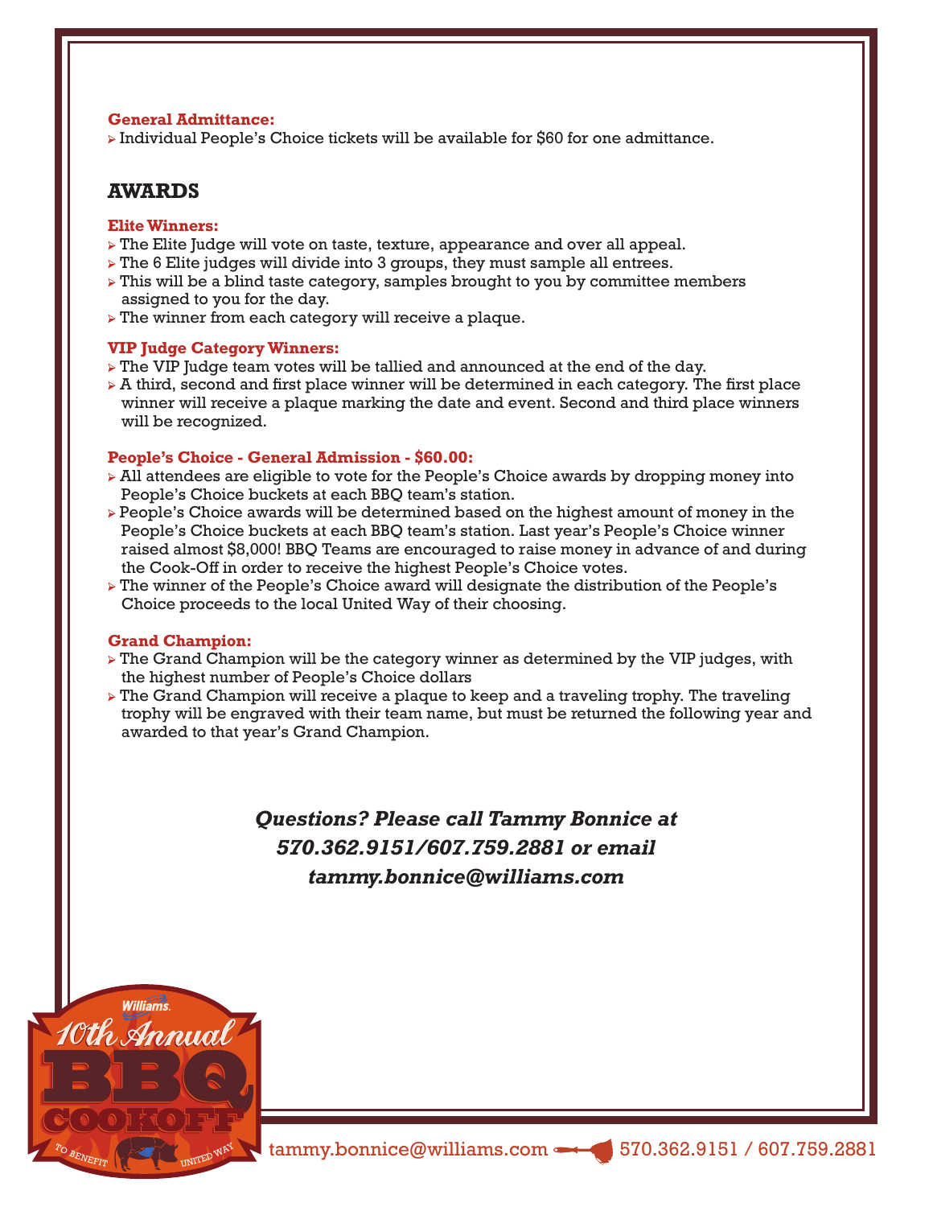**General Admittance:**

- Individual People's Choice tickets will be available for $60 for one admittance.

## AWARDS

**Elite Winners:**

- The Elite Judge will vote on taste, texture, appearance and over all appeal.
- The 6 Elite judges will divide into 3 groups, they must sample all entrees.
- This will be a blind taste category, samples brought to you by committee members assigned to you for the day.
- The winner from each category will receive a plaque.

**VIP Judge Category Winners:**

- The VIP Judge team votes will be tallied and announced at the end of the day.
- A third, second and first place winner will be determined in each category. The first place winner will receive a plaque marking the date and event. Second and third place winners will be recognized.

**People's Choice - General Admission - $60.00:**

- All attendees are eligible to vote for the People's Choice awards by dropping money into People's Choice buckets at each BBQ team's station.
- People's Choice awards will be determined based on the highest amount of money in the People's Choice buckets at each BBQ team's station. Last year's People's Choice winner raised almost $8,000! BBQ Teams are encouraged to raise money in advance of and during the Cook-Off in order to receive the highest People's Choice votes.
- The winner of the People's Choice award will designate the distribution of the People's Choice proceeds to the local United Way of their choosing.

**Grand Champion:**

- The Grand Champion will be the category winner as determined by the VIP judges, with the highest number of People's Choice dollars
- The Grand Champion will receive a plaque to keep and a traveling trophy. The traveling trophy will be engraved with their team name, but must be returned the following year and awarded to that year's Grand Champion.

***Questions? Please call Tammy Bonnice at 570.362.9151/607.759.2881 or email tammy.bonnice@williams.com***

Williams 10th Annual BBQ COOKOFF TO BENEFIT UNITED WAY

tammy.bonnice@williams.com 570.362.9151 / 607.759.2881